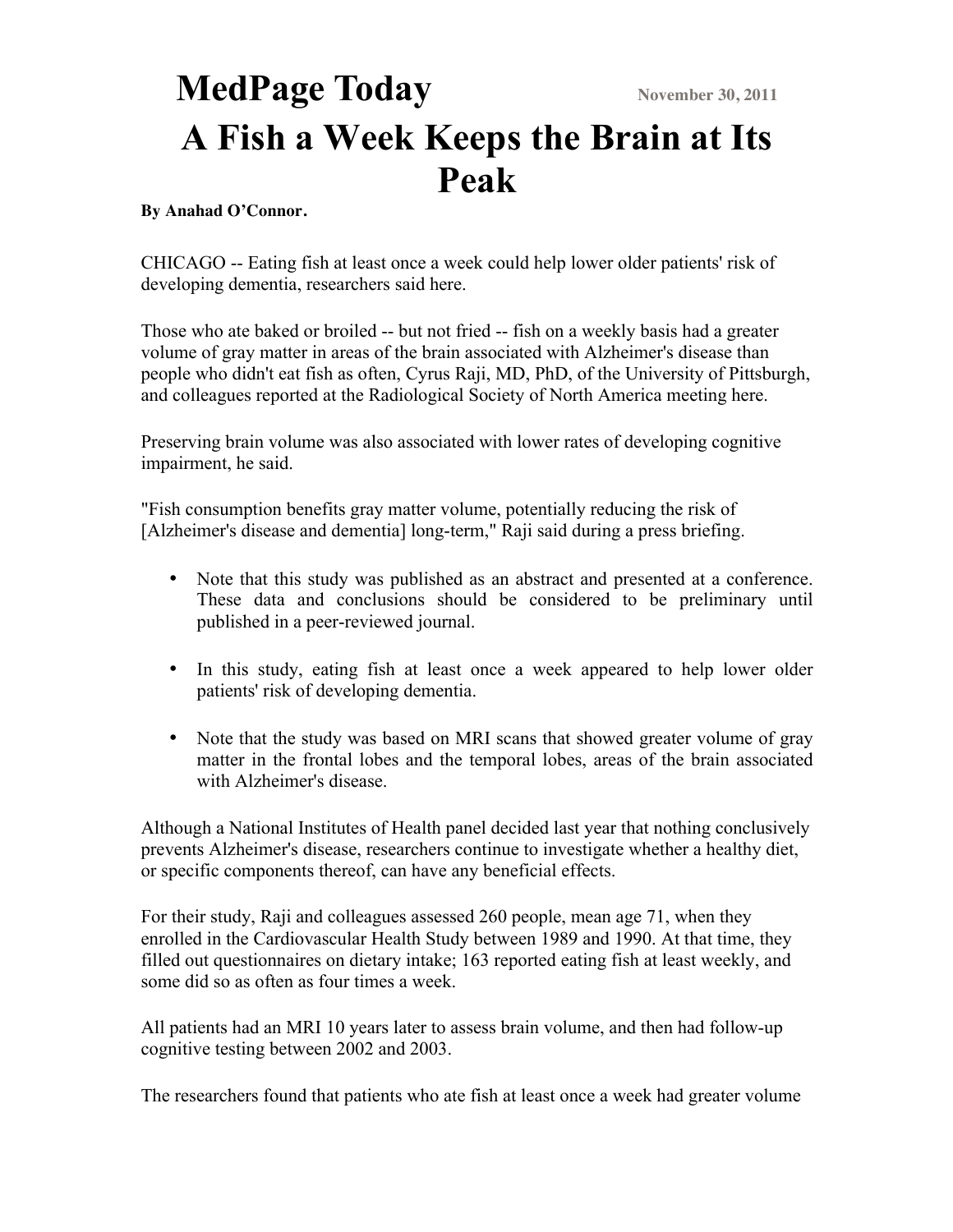**MedPage Today** November 30, 2011

# A Fish a Week Keeps the Brain at Its Peak

**By Anahad O'Connor.**

CHICAGO -- Eating fish at least once a week could help lower older patients' risk of developing dementia, researchers said here.

Those who ate baked or broiled -- but not fried -- fish on a weekly basis had a greater volume of gray matter in areas of the brain associated with Alzheimer's disease than people who didn't eat fish as often, Cyrus Raji, MD, PhD, of the University of Pittsburgh, and colleagues reported at the Radiological Society of North America meeting here.

Preserving brain volume was also associated with lower rates of developing cognitive impairment, he said.

"Fish consumption benefits gray matter volume, potentially reducing the risk of [Alzheimer's disease and dementia] long-term," Raji said during a press briefing.

- Note that this study was published as an abstract and presented at a conference. These data and conclusions should be considered to be preliminary until published in a peer-reviewed journal.
- In this study, eating fish at least once a week appeared to help lower older patients' risk of developing dementia.
- Note that the study was based on MRI scans that showed greater volume of gray matter in the frontal lobes and the temporal lobes, areas of the brain associated with Alzheimer's disease.

Although a National Institutes of Health panel decided last year that nothing conclusively prevents Alzheimer's disease, researchers continue to investigate whether a healthy diet, or specific components thereof, can have any beneficial effects.

For their study, Raji and colleagues assessed 260 people, mean age 71, when they enrolled in the Cardiovascular Health Study between 1989 and 1990. At that time, they filled out questionnaires on dietary intake; 163 reported eating fish at least weekly, and some did so as often as four times a week.

All patients had an MRI 10 years later to assess brain volume, and then had follow-up cognitive testing between 2002 and 2003.

The researchers found that patients who ate fish at least once a week had greater volume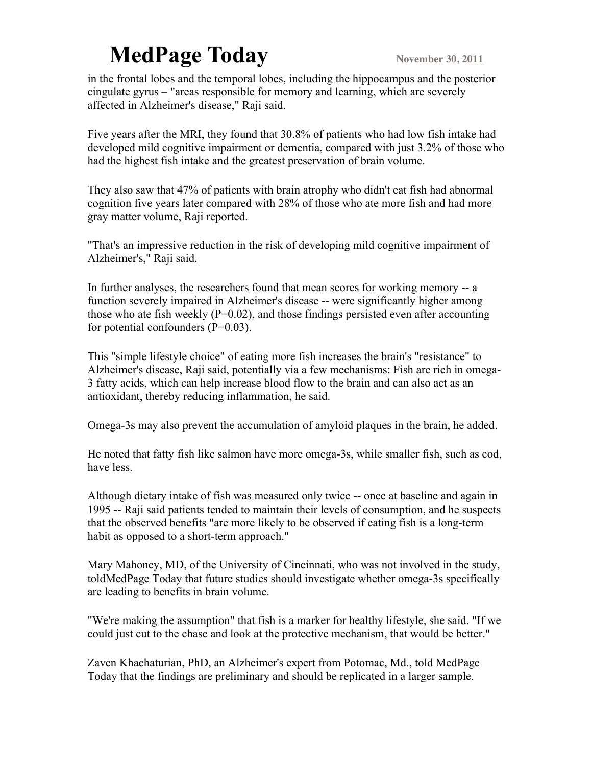in the frontal lobes and the temporal lobes, including the hippocampus and the posterior cingulate gyrus – "areas responsible for memory and learning, which are severely affected in Alzheimer's disease," Raji said.

Five years after the MRI, they found that 30.8% of patients who had low fish intake had developed mild cognitive impairment or dementia, compared with just 3.2% of those who had the highest fish intake and the greatest preservation of brain volume.

They also saw that 47% of patients with brain atrophy who didn't eat fish had abnormal cognition five years later compared with 28% of those who ate more fish and had more gray matter volume, Raji reported.

"That's an impressive reduction in the risk of developing mild cognitive impairment of Alzheimer's," Raji said.

In further analyses, the researchers found that mean scores for working memory -- a function severely impaired in Alzheimer's disease -- were significantly higher among those who ate fish weekly (P=0.02), and those findings persisted even after accounting for potential confounders (P=0.03).

This "simple lifestyle choice" of eating more fish increases the brain's "resistance" to Alzheimer's disease, Raji said, potentially via a few mechanisms: Fish are rich in omega-3 fatty acids, which can help increase blood flow to the brain and can also act as an antioxidant, thereby reducing inflammation, he said.

Omega-3s may also prevent the accumulation of amyloid plaques in the brain, he added.

He noted that fatty fish like salmon have more omega-3s, while smaller fish, such as cod, have less.

Although dietary intake of fish was measured only twice -- once at baseline and again in 1995 -- Raji said patients tended to maintain their levels of consumption, and he suspects that the observed benefits "are more likely to be observed if eating fish is a long-term habit as opposed to a short-term approach."

Mary Mahoney, MD, of the University of Cincinnati, who was not involved in the study, toldMedPage Today that future studies should investigate whether omega-3s specifically are leading to benefits in brain volume.

"We're making the assumption" that fish is a marker for healthy lifestyle, she said. "If we could just cut to the chase and look at the protective mechanism, that would be better."

Zaven Khachaturian, PhD, an Alzheimer's expert from Potomac, Md., told MedPage Today that the findings are preliminary and should be replicated in a larger sample.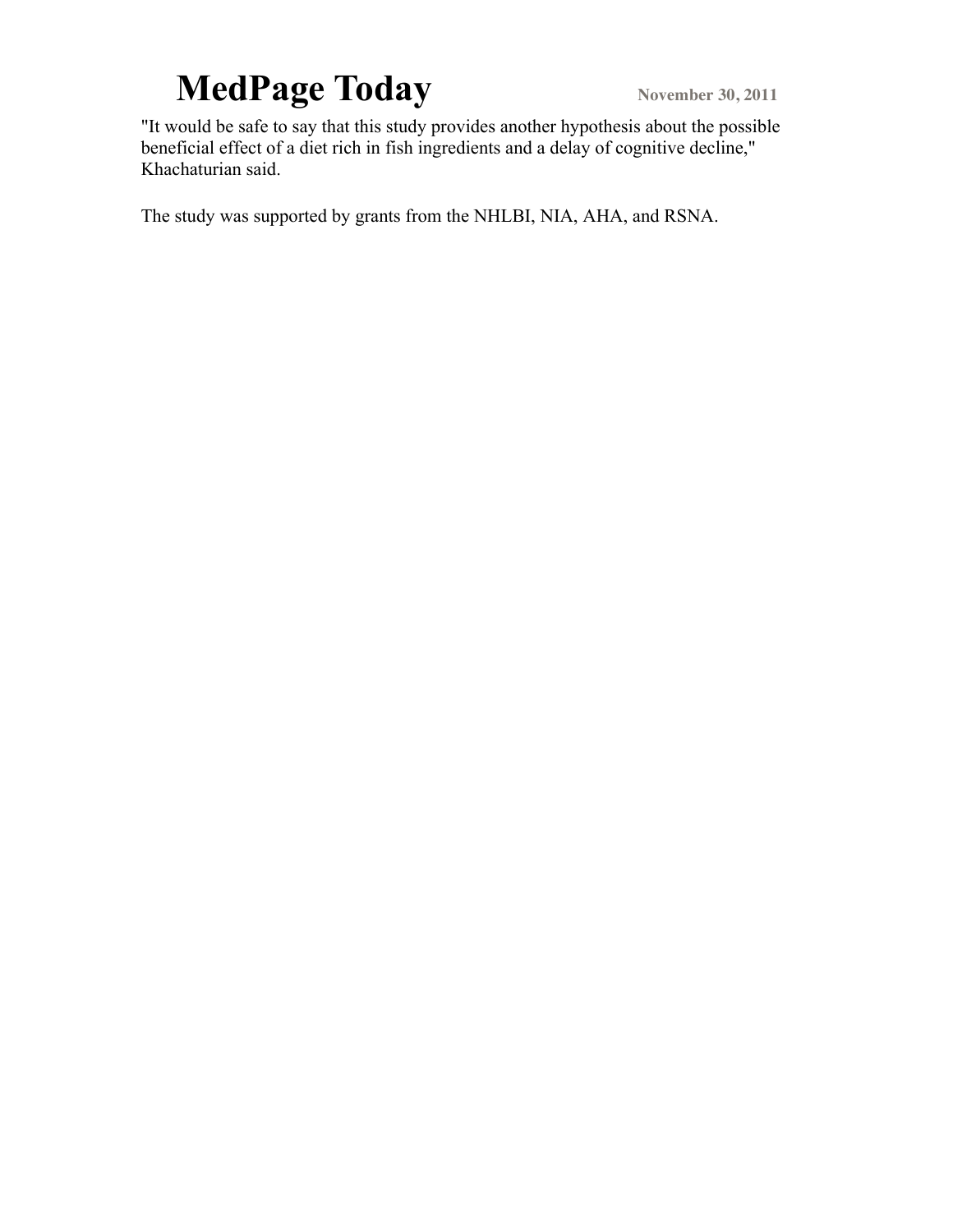"It would be safe to say that this study provides another hypothesis about the possible beneficial effect of a diet rich in fish ingredients and a delay of cognitive decline," Khachaturian said.

The study was supported by grants from the NHLBI, NIA, AHA, and RSNA.